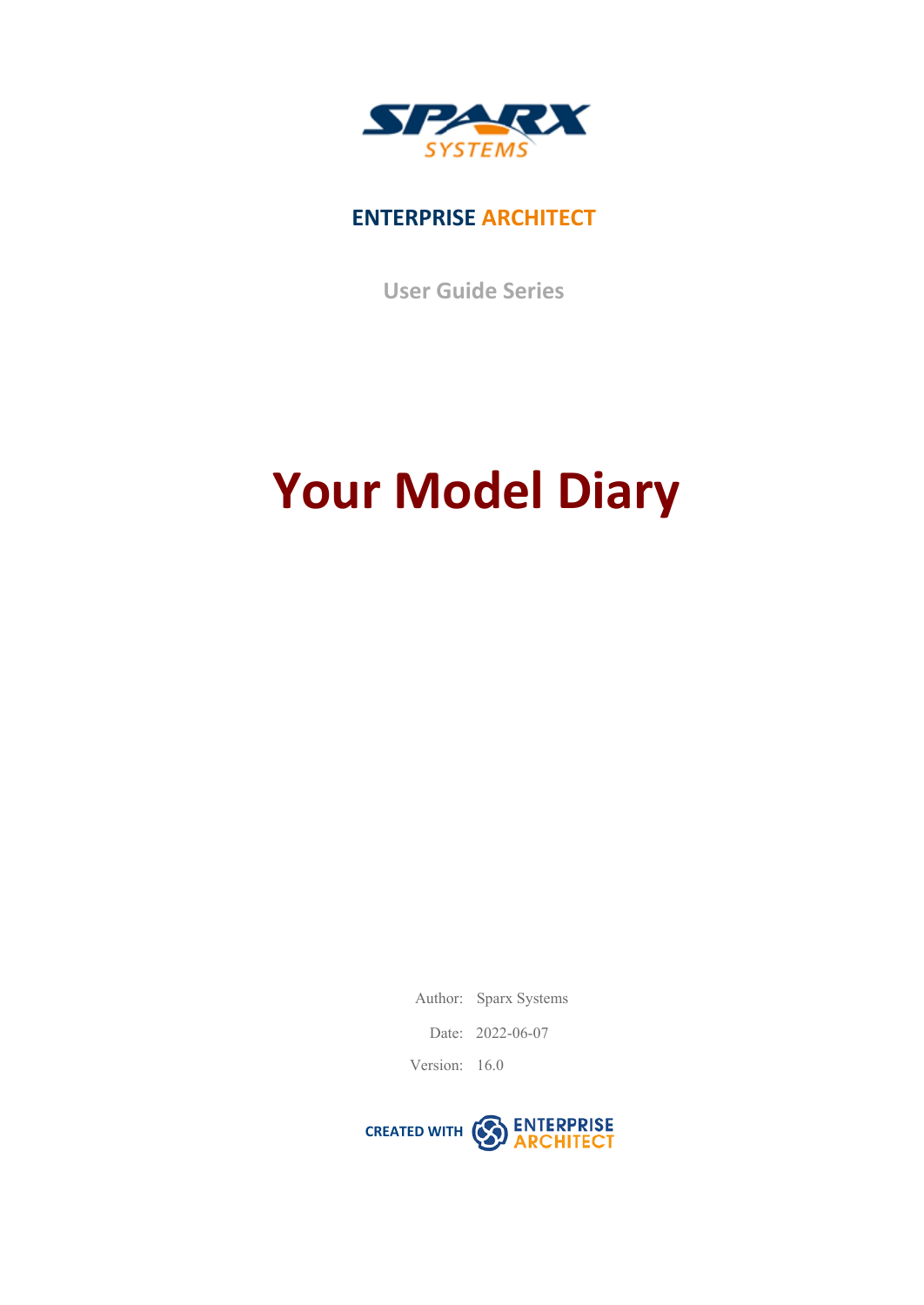SPARX SYSTEMS

**ENTERPRISE ARCHITECT**

User Guide Series

# Your Model Diary

| | |
|---|---|
| Author: | Sparx Systems |
| Date: | 2022-06-07 |
| Version: | 16.0 |

CREATED WITH ENTERPRISE ARCHITECT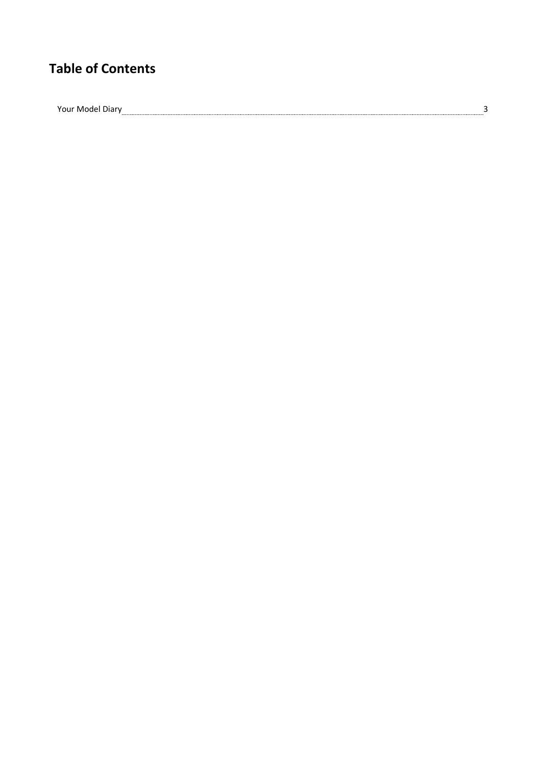# Table of Contents

Your Model Diary ........................................................................................................ 3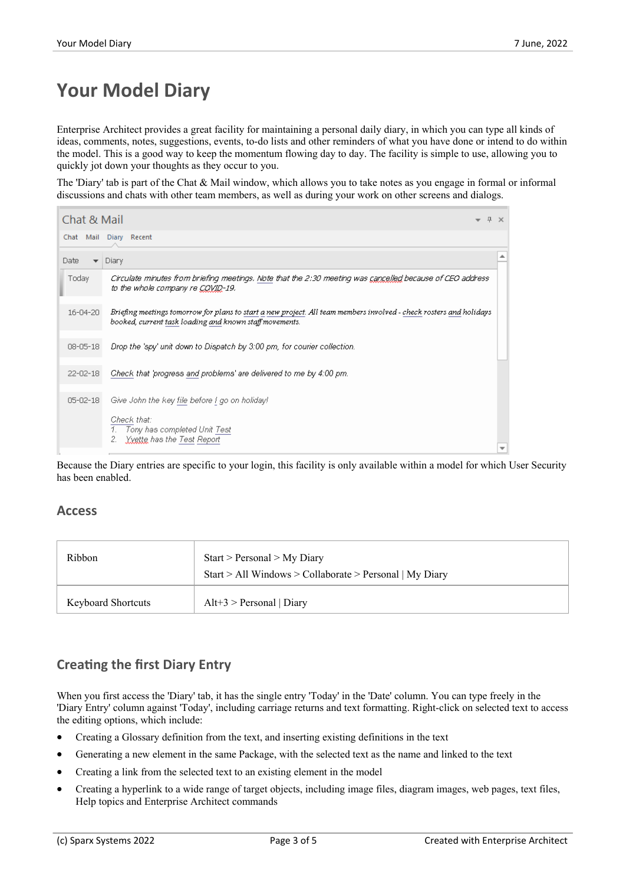# Your Model Diary

Enterprise Architect provides a great facility for maintaining a personal daily diary, in which you can type all kinds of ideas, comments, notes, suggestions, events, to-do lists and other reminders of what you have done or intend to do within the model. This is a good way to keep the momentum flowing day to day. The facility is simple to use, allowing you to quickly jot down your thoughts as they occur to you.

The 'Diary' tab is part of the Chat & Mail window, which allows you to take notes as you engage in formal or informal discussions and chats with other team members, as well as during your work on other screens and dialogs.

Because the Diary entries are specific to your login, this facility is only available within a model for which User Security has been enabled.

## Access

| | |
|---|---|
| Ribbon | Start > Personal > My Diary<br>Start > All Windows > Collaborate > Personal \| My Diary |
| Keyboard Shortcuts | Alt+3 > Personal \| Diary |

## Creating the first Diary Entry

When you first access the 'Diary' tab, it has the single entry 'Today' in the 'Date' column. You can type freely in the 'Diary Entry' column against 'Today', including carriage returns and text formatting. Right-click on selected text to access the editing options, which include:

- Creating a Glossary definition from the text, and inserting existing definitions in the text
- Generating a new element in the same Package, with the selected text as the name and linked to the text
- Creating a link from the selected text to an existing element in the model
- Creating a hyperlink to a wide range of target objects, including image files, diagram images, web pages, text files, Help topics and Enterprise Architect commands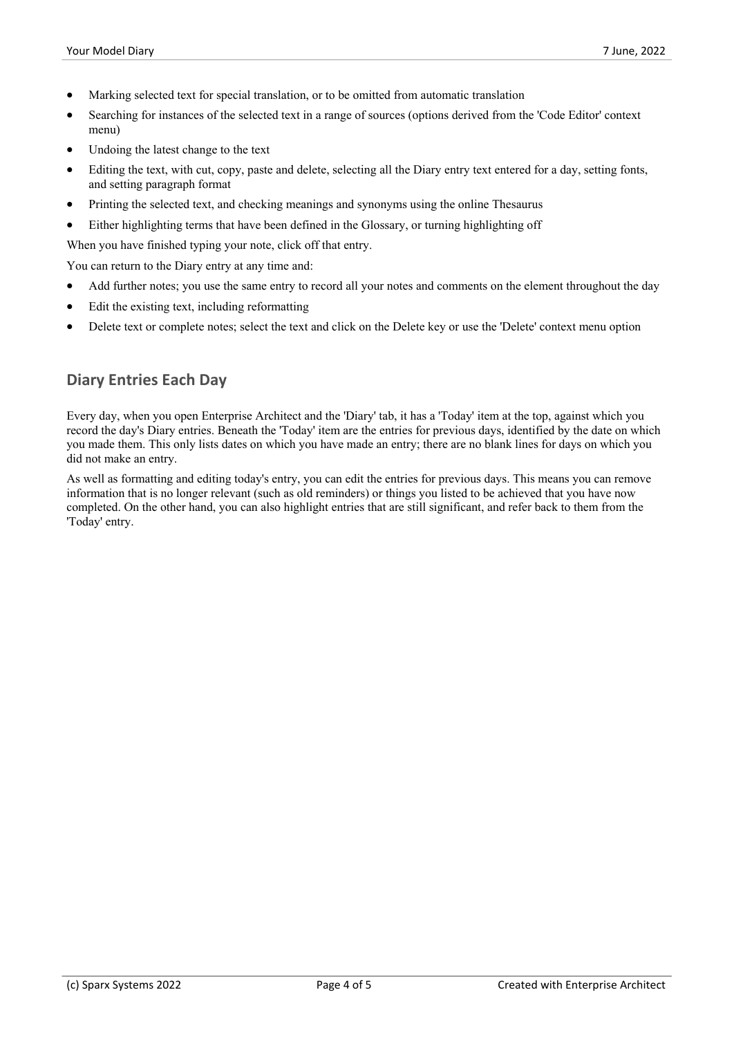- Marking selected text for special translation, or to be omitted from automatic translation
- Searching for instances of the selected text in a range of sources (options derived from the 'Code Editor' context menu)
- Undoing the latest change to the text
- Editing the text, with cut, copy, paste and delete, selecting all the Diary entry text entered for a day, setting fonts, and setting paragraph format
- Printing the selected text, and checking meanings and synonyms using the online Thesaurus
- Either highlighting terms that have been defined in the Glossary, or turning highlighting off

When you have finished typing your note, click off that entry.

You can return to the Diary entry at any time and:

- Add further notes; you use the same entry to record all your notes and comments on the element throughout the day
- Edit the existing text, including reformatting
- Delete text or complete notes; select the text and click on the Delete key or use the 'Delete' context menu option

## Diary Entries Each Day

Every day, when you open Enterprise Architect and the 'Diary' tab, it has a 'Today' item at the top, against which you record the day's Diary entries. Beneath the 'Today' item are the entries for previous days, identified by the date on which you made them. This only lists dates on which you have made an entry; there are no blank lines for days on which you did not make an entry.

As well as formatting and editing today's entry, you can edit the entries for previous days. This means you can remove information that is no longer relevant (such as old reminders) or things you listed to be achieved that you have now completed. On the other hand, you can also highlight entries that are still significant, and refer back to them from the 'Today' entry.